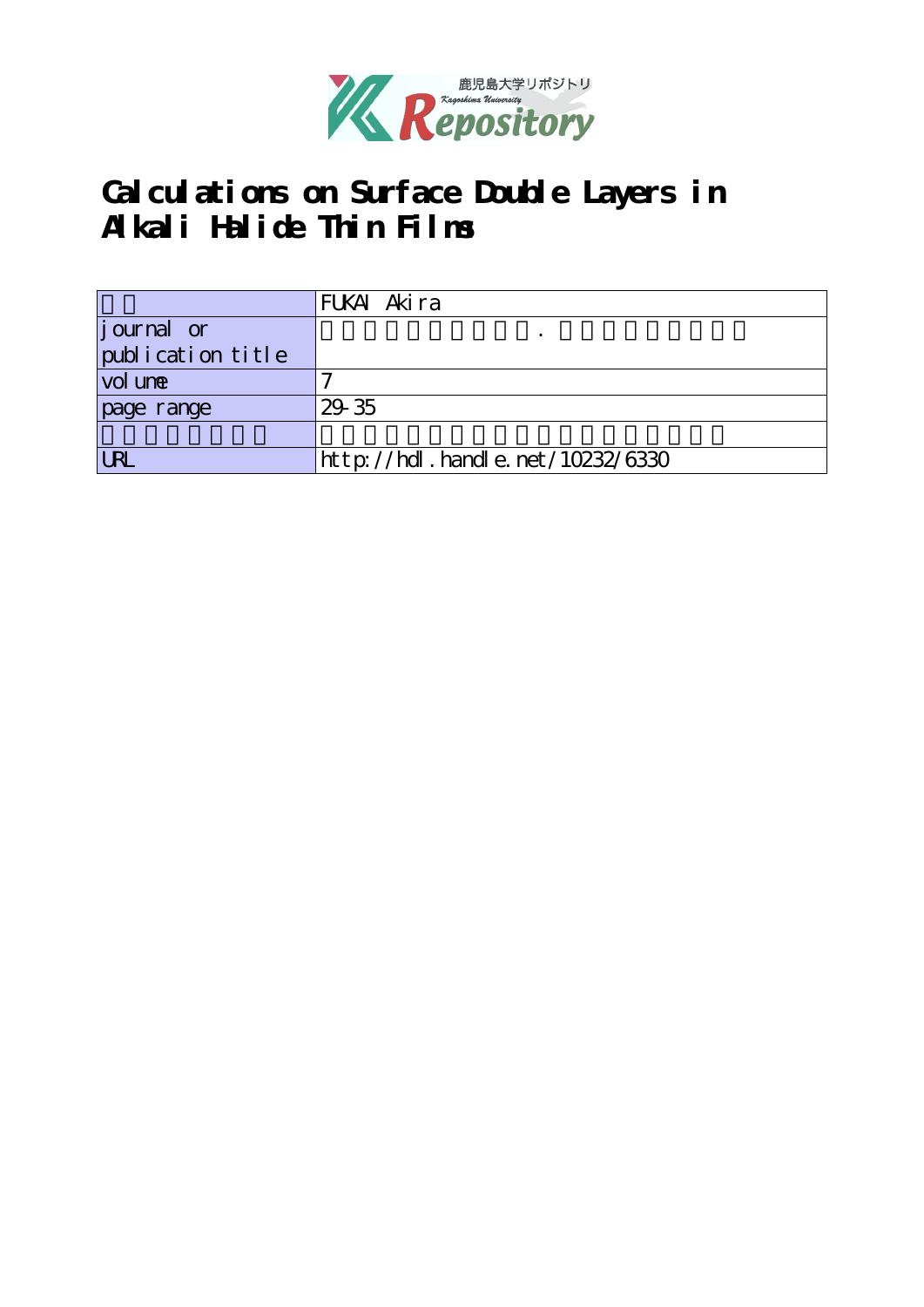# Calculations on Surface Double Layers in Alkali Halide Thin Films

| | |
|---|---|
| | FUKAI Akira |
| journal or publication title | . |
| volume | 7 |
| page range | 29-35 |
| | |
| URL | http://hdl.handle.net/10232/6330 |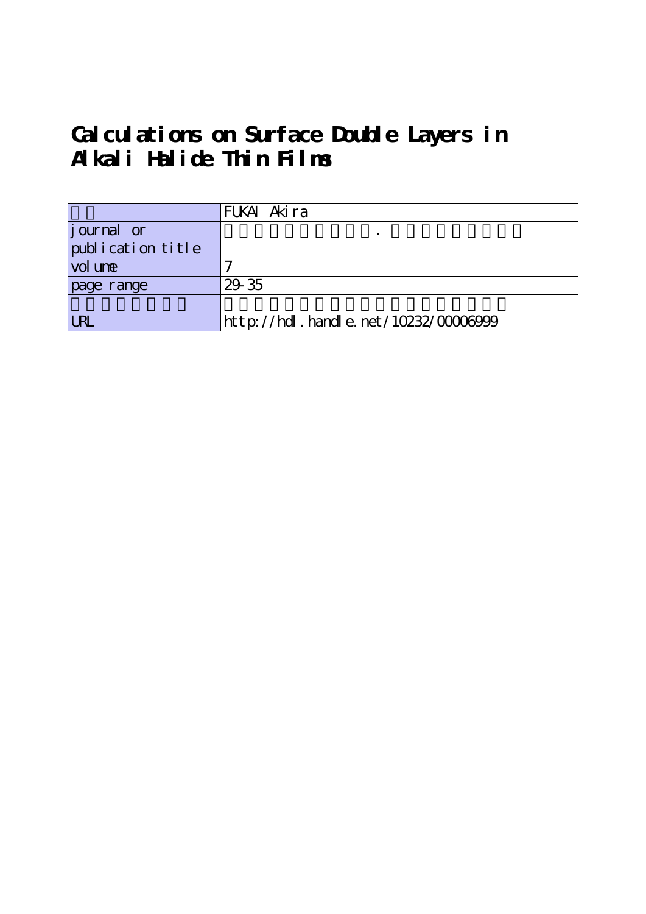# Calculations on Surface Double Layers in Alkali Halide Thin Films

| | |
|---|---|
| | FUKAI Akira |
| journal or publication title | . |
| volume | 7 |
| page range | 29-35 |
| | |
| URL | http://hdl.handle.net/10232/00006999 |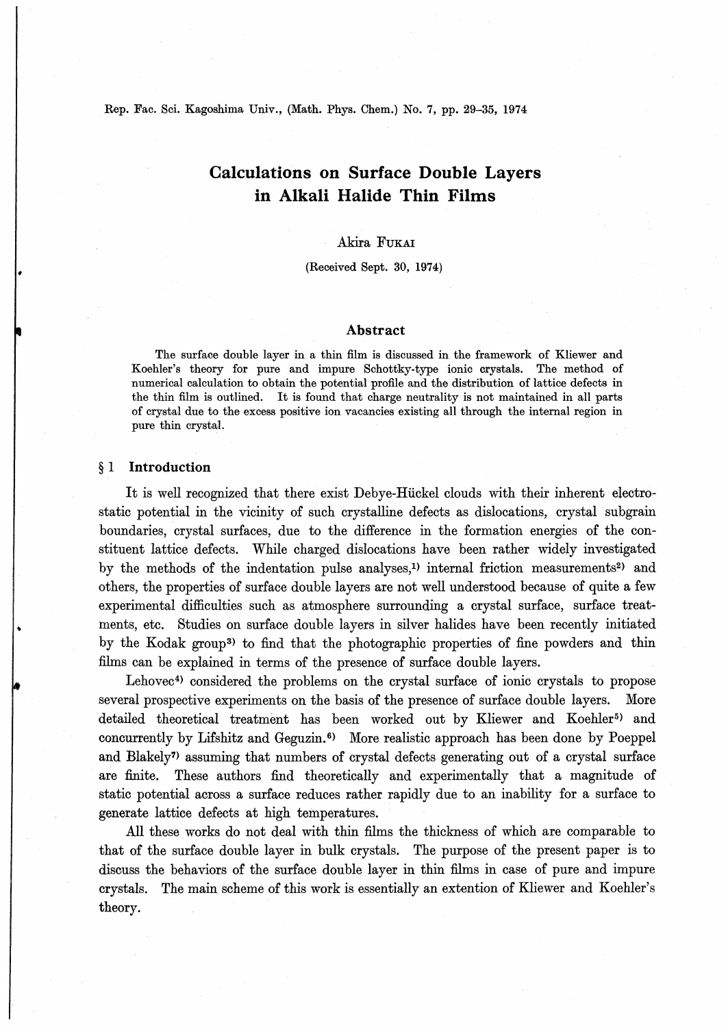# Calculations on Surface Double Layers in Alkali Halide Thin Films

Akira FUKAI

(Received Sept. 30, 1974)

## Abstract

The surface double layer in a thin film is discussed in the framework of Kliewer and Koehler's theory for pure and impure Schottky-type ionic crystals. The method of numerical calculation to obtain the potential profile and the distribution of lattice defects in the thin film is outlined. It is found that charge neutrality is not maintained in all parts of crystal due to the excess positive ion vacancies existing all through the internal region in pure thin crystal.

## § 1 Introduction

It is well recognized that there exist Debye-Hückel clouds with their inherent electrostatic potential in the vicinity of such crystalline defects as dislocations, crystal subgrain boundaries, crystal surfaces, due to the difference in the formation energies of the constituent lattice defects. While charged dislocations have been rather widely investigated by the methods of the indentation pulse analyses,[1] internal friction measurements[2] and others, the properties of surface double layers are not well understood because of quite a few experimental difficulties such as atmosphere surrounding a crystal surface, surface treatments, etc. Studies on surface double layers in silver halides have been recently initiated by the Kodak group[3] to find that the photographic properties of fine powders and thin films can be explained in terms of the presence of surface double layers.

Lehovec[4] considered the problems on the crystal surface of ionic crystals to propose several prospective experiments on the basis of the presence of surface double layers. More detailed theoretical treatment has been worked out by Kliewer and Koehler[5] and concurrently by Lifshitz and Geguzin.[6] More realistic approach has been done by Poeppel and Blakely[7] assuming that numbers of crystal defects generating out of a crystal surface are finite. These authors find theoretically and experimentally that a magnitude of static potential across a surface reduces rather rapidly due to an inability for a surface to generate lattice defects at high temperatures.

All these works do not deal with thin films the thickness of which are comparable to that of the surface double layer in bulk crystals. The purpose of the present paper is to discuss the behaviors of the surface double layer in thin films in case of pure and impure crystals. The main scheme of this work is essentially an extention of Kliewer and Koehler's theory.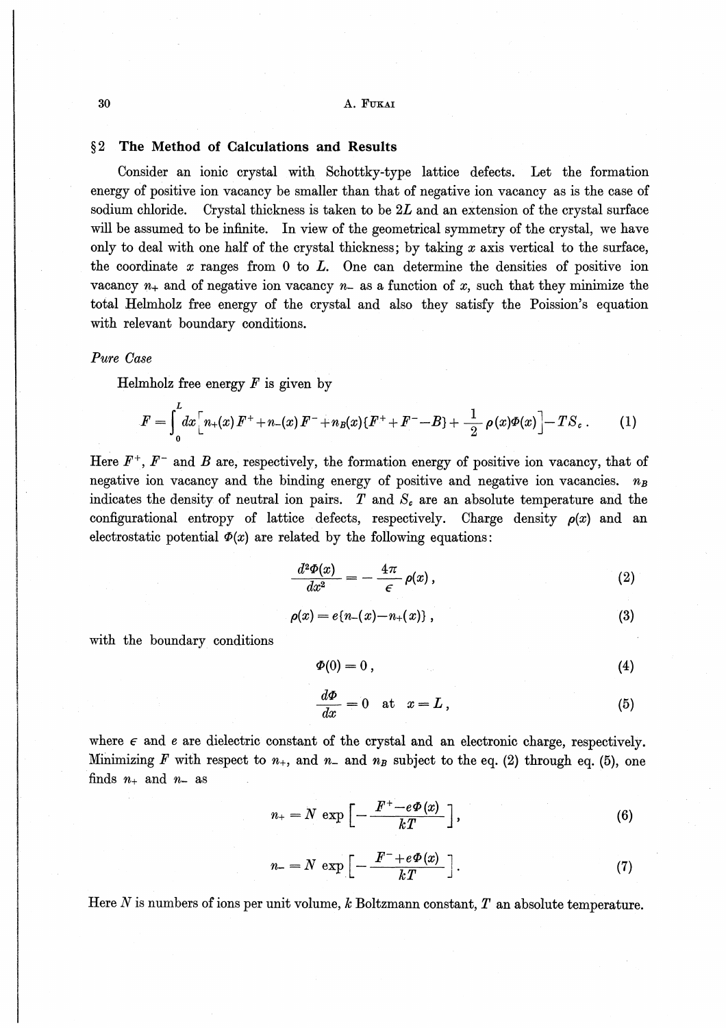## §2 The Method of Calculations and Results

Consider an ionic crystal with Schottky-type lattice defects. Let the formation energy of positive ion vacancy be smaller than that of negative ion vacancy as is the case of sodium chloride. Crystal thickness is taken to be $2L$ and an extension of the crystal surface will be assumed to be infinite. In view of the geometrical symmetry of the crystal, we have only to deal with one half of the crystal thickness; by taking $x$ axis vertical to the surface, the coordinate $x$ ranges from 0 to $L$. One can determine the densities of positive ion vacancy $n_+$ and of negative ion vacancy $n_-$ as a function of $x$, such that they minimize the total Helmholz free energy of the crystal and also they satisfy the Poisson's equation with relevant boundary conditions.

*Pure Case*

Helmholz free energy $F$ is given by

$$F = \int_0^L dx \Big[ n_+(x) F^+ + n_-(x) F^- + n_B(x) \{F^+ + F^- - B\} + \frac{1}{2} \rho(x) \Phi(x) \Big] - TS_c \,. \tag{1}$$

Here $F^+$, $F^-$ and $B$ are, respectively, the formation energy of positive ion vacancy, that of negative ion vacancy and the binding energy of positive and negative ion vacancies. $n_B$ indicates the density of neutral ion pairs. $T$ and $S_c$ are an absolute temperature and the configurational entropy of lattice defects, respectively. Charge density $\rho(x)$ and an electrostatic potential $\Phi(x)$ are related by the following equations:

$$\frac{d^2\Phi(x)}{dx^2} = -\frac{4\pi}{\epsilon} \rho(x) \,, \tag{2}$$

$$\rho(x) = e\{n_-(x) - n_+(x)\} \,, \tag{3}$$

with the boundary conditions

$$\Phi(0) = 0 \,, \tag{4}$$

$$\frac{d\Phi}{dx} = 0 \quad \text{at} \quad x = L \,, \tag{5}$$

where $\epsilon$ and $e$ are dielectric constant of the crystal and an electronic charge, respectively. Minimizing $F$ with respect to $n_+$, and $n_-$ and $n_B$ subject to the eq. (2) through eq. (5), one finds $n_+$ and $n_-$ as

$$n_+ = N \exp\Big[ -\frac{F^+ - e\Phi(x)}{kT} \Big] \,, \tag{6}$$

$$n_- = N \exp\Big[ -\frac{F^- + e\Phi(x)}{kT} \Big] \,. \tag{7}$$

Here $N$ is numbers of ions per unit volume, $k$ Boltzmann constant, $T$ an absolute temperature.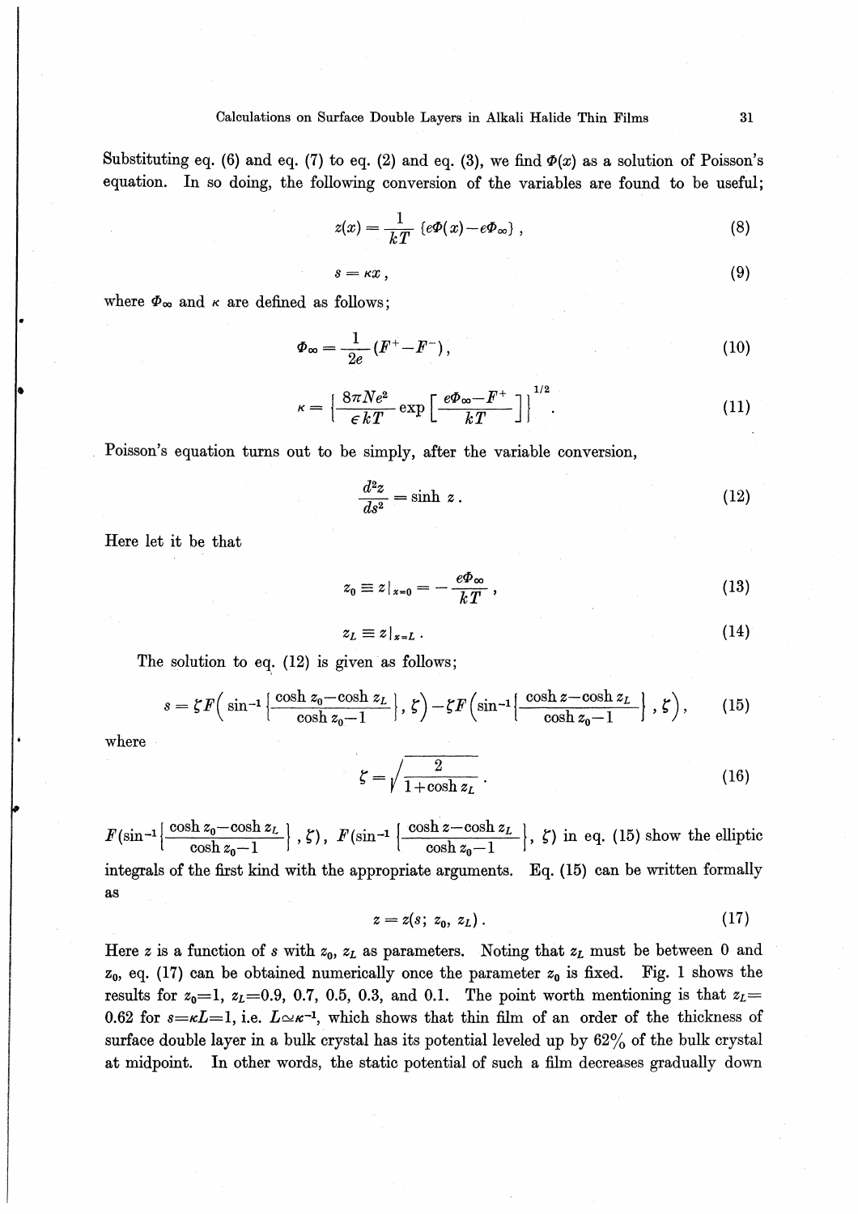Substituting eq. (6) and eq. (7) to eq. (2) and eq. (3), we find $\Phi(x)$ as a solution of Poisson's equation. In so doing, the following conversion of the variables are found to be useful;

$$z(x) = \frac{1}{kT}\{e\Phi(x) - e\Phi_\infty\}, \tag{8}$$

$$s = \kappa x, \tag{9}$$

where $\Phi_\infty$ and $\kappa$ are defined as follows;

$$\Phi_\infty = \frac{1}{2e}(F^+ - F^-), \tag{10}$$

$$\kappa = \left\{\frac{8\pi N e^2}{\epsilon kT}\exp\left[\frac{e\Phi_\infty - F^+}{kT}\right]\right\}^{1/2}. \tag{11}$$

Poisson's equation turns out to be simply, after the variable conversion,

$$\frac{d^2 z}{ds^2} = \sinh z. \tag{12}$$

Here let it be that

$$z_0 \equiv z|_{x=0} = -\frac{e\Phi_\infty}{kT}, \tag{13}$$

$$z_L \equiv z|_{x=L}. \tag{14}$$

The solution to eq. (12) is given as follows;

$$s = \zeta F\left(\sin^{-1}\left\{\frac{\cosh z_0 - \cosh z_L}{\cosh z_0 - 1}\right\}, \zeta\right) - \zeta F\left(\sin^{-1}\left\{\frac{\cosh z - \cosh z_L}{\cosh z_0 - 1}\right\}, \zeta\right), \tag{15}$$

where

$$\zeta = \sqrt{\frac{2}{1 + \cosh z_L}}. \tag{16}$$

$F\left(\sin^{-1}\left\{\frac{\cosh z_0 - \cosh z_L}{\cosh z_0 - 1}\right\}, \zeta\right)$, $F\left(\sin^{-1}\left\{\frac{\cosh z - \cosh z_L}{\cosh z_0 - 1}\right\}, \zeta\right)$ in eq. (15) show the elliptic integrals of the first kind with the appropriate arguments. Eq. (15) can be written formally as

$$z = z(s;\, z_0,\, z_L). \tag{17}$$

Here $z$ is a function of $s$ with $z_0$, $z_L$ as parameters. Noting that $z_L$ must be between 0 and $z_0$, eq. (17) can be obtained numerically once the parameter $z_0$ is fixed. Fig. 1 shows the results for $z_0=1$, $z_L=0.9$, 0.7, 0.5, 0.3, and 0.1. The point worth mentioning is that $z_L=0.62$ for $s=\kappa L=1$, i.e. $L \simeq \kappa^{-1}$, which shows that thin film of an order of the thickness of surface double layer in a bulk crystal has its potential leveled up by 62% of the bulk crystal at midpoint. In other words, the static potential of such a film decreases gradually down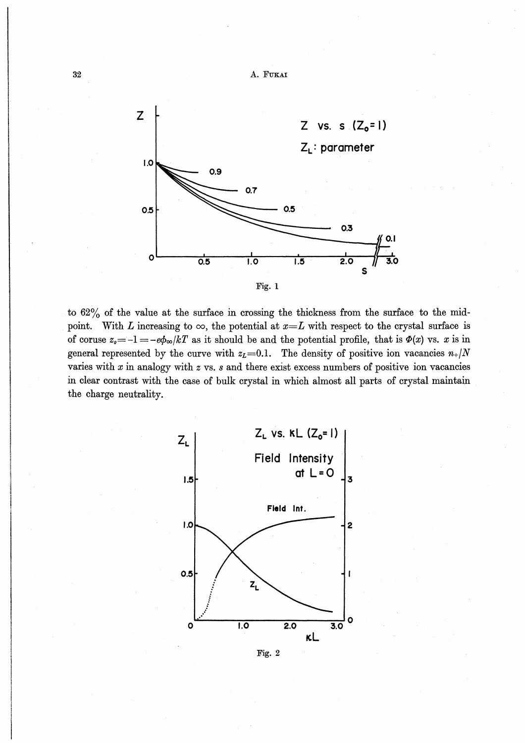Fig. 1

to 62% of the value at the surface in crossing the thickness from the surface to the mid-point. With $L$ increasing to $\infty$, the potential at $x=L$ with respect to the crystal surface is of coruse $z_0=-1=-e\phi_\infty/kT$ as it should be and the potential profile, that is $\Phi(x)$ vs. $x$ is in general represented by the curve with $z_L=0.1$. The density of positive ion vacancies $n_+/N$ varies with $x$ in analogy with $z$ vs. $s$ and there exist excess numbers of positive ion vacancies in clear contrast with the case of bulk crystal in which almost all parts of crystal maintain the charge neutrality.

Fig. 2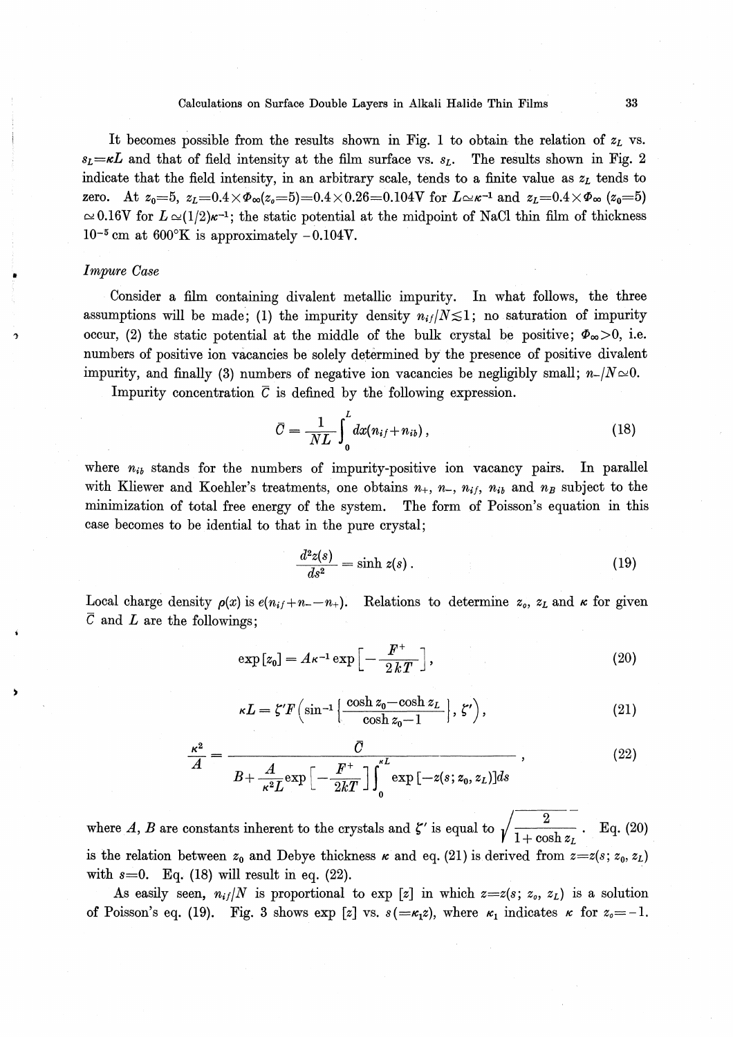It becomes possible from the results shown in Fig. 1 to obtain the relation of $z_L$ vs. $s_L=\kappa L$ and that of field intensity at the film surface vs. $s_L$. The results shown in Fig. 2 indicate that the field intensity, in an arbitrary scale, tends to a finite value as $z_L$ tends to zero. At $z_0=5$, $z_L=0.4\times\Phi_\infty(z_0=5)=0.4\times 0.26=0.104\text{V}$ for $L\simeq\kappa^{-1}$ and $z_L=0.4\times\Phi_\infty\ (z_0=5)\simeq 0.16\text{V}$ for $L\simeq(1/2)\kappa^{-1}$; the static potential at the midpoint of NaCl thin film of thickness $10^{-5}$ cm at 600°K is approximately $-0.104$V.

*Impure Case*

Consider a film containing divalent metallic impurity. In what follows, the three assumptions will be made; (1) the impurity density $n_{if}/N\lesssim 1$; no saturation of impurity occur, (2) the static potential at the middle of the bulk crystal be positive; $\Phi_\infty>0$, i.e. numbers of positive ion vacancies be solely determined by the presence of positive divalent impurity, and finally (3) numbers of negative ion vacancies be negligibly small; $n_-/N\simeq 0$.

Impurity concentration $\bar{C}$ is defined by the following expression.

$$\bar{C}=\frac{1}{NL}\int_0^L dx(n_{if}+n_{ib}), \tag{18}$$

where $n_{ib}$ stands for the numbers of impurity-positive ion vacancy pairs. In parallel with Kliewer and Koehler's treatments, one obtains $n_+$, $n_-$, $n_{if}$, $n_{ib}$ and $n_B$ subject to the minimization of total free energy of the system. The form of Poisson's equation in this case becomes to be idential to that in the pure crystal;

$$\frac{d^2z(s)}{ds^2}=\sinh z(s)\,. \tag{19}$$

Local charge density $\rho(x)$ is $e(n_{if}+n_- - n_+)$. Relations to determine $z_o$, $z_L$ and $\kappa$ for given $\bar{C}$ and $L$ are the followings;

$$\exp[z_0]=A\kappa^{-1}\exp\left[-\frac{F^+}{2kT}\right], \tag{20}$$

$$\kappa L=\zeta' F\left(\sin^{-1}\left\{\frac{\cosh z_0-\cosh z_L}{\cosh z_0-1}\right\},\zeta'\right), \tag{21}$$

$$\frac{\kappa^2}{A}=\frac{\bar{C}}{B+\dfrac{A}{\kappa^2 L}\exp\left[-\dfrac{F^+}{2kT}\right]\displaystyle\int_0^{\kappa L}\exp[-z(s;z_0,z_L)]ds}, \tag{22}$$

where $A$, $B$ are constants inherent to the crystals and $\zeta'$ is equal to $\sqrt{\dfrac{2}{1+\cosh z_L}}$. Eq. (20) is the relation between $z_0$ and Debye thickness $\kappa$ and eq. (21) is derived from $z=z(s;z_0,z_L)$ with $s=0$. Eq. (18) will result in eq. (22).

As easily seen, $n_{if}/N$ is proportional to $\exp[z]$ in which $z=z(s;z_o,z_L)$ is a solution of Poisson's eq. (19). Fig. 3 shows $\exp[z]$ vs. $s(=\kappa_1 z)$, where $\kappa_1$ indicates $\kappa$ for $z_o=-1$.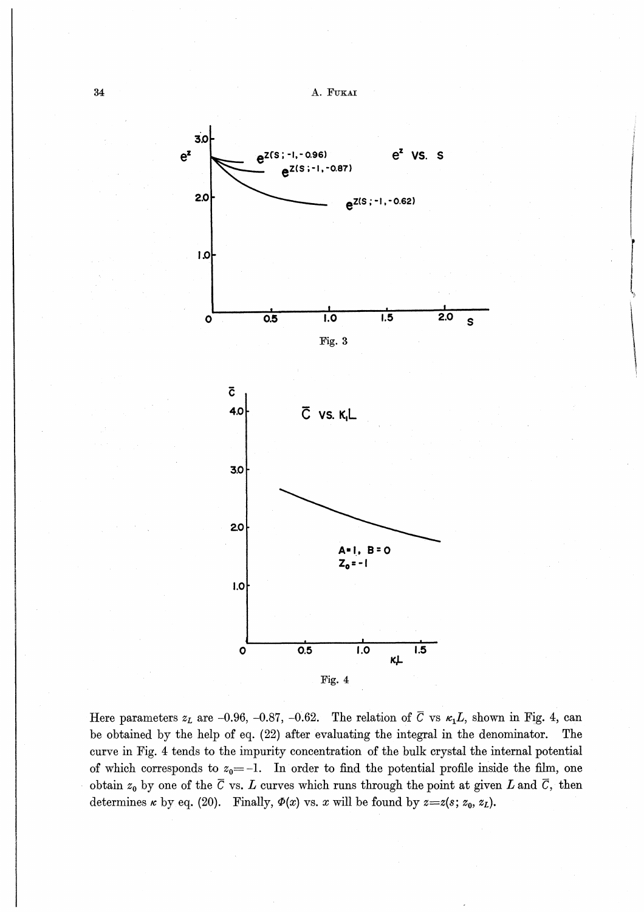Fig. 3

Fig. 4

Here parameters $z_L$ are $-0.96$, $-0.87$, $-0.62$. The relation of $\bar{C}$ vs $\kappa_1 L$, shown in Fig. 4, can be obtained by the help of eq. (22) after evaluating the integral in the denominator. The curve in Fig. 4 tends to the impurity concentration of the bulk crystal the internal potential of which corresponds to $z_0 = -1$. In order to find the potential profile inside the film, one obtain $z_0$ by one of the $\bar{C}$ vs. $L$ curves which runs through the point at given $L$ and $\bar{C}$, then determines $\kappa$ by eq. (20). Finally, $\Phi(x)$ vs. $x$ will be found by $z = z(s; z_0, z_L)$.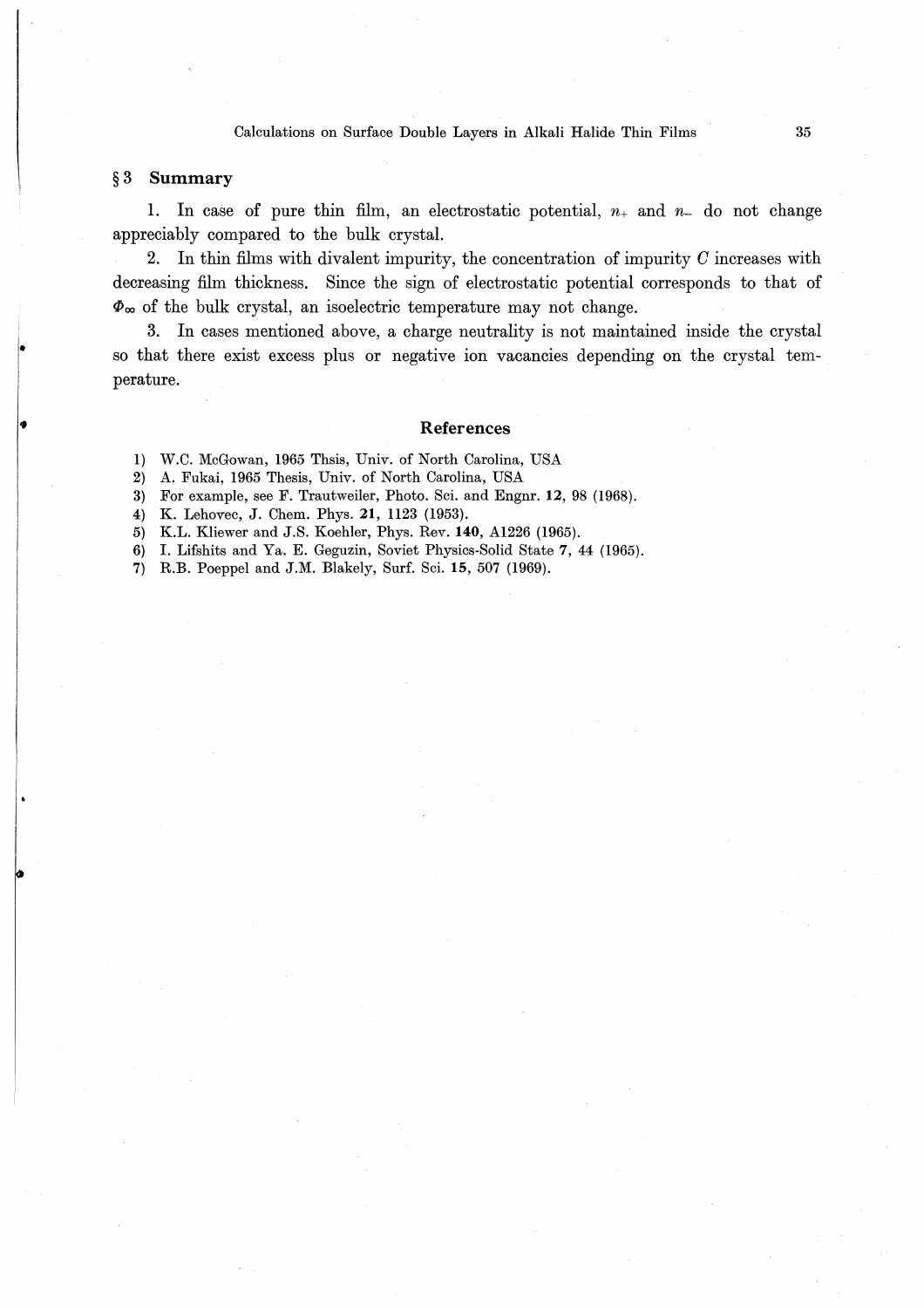## § 3 Summary

1. In case of pure thin film, an electrostatic potential, $n_+$ and $n_-$ do not change appreciably compared to the bulk crystal.

2. In thin films with divalent impurity, the concentration of impurity $C$ increases with decreasing film thickness. Since the sign of electrostatic potential corresponds to that of $\Phi_\infty$ of the bulk crystal, an isoelectric temperature may not change.

3. In cases mentioned above, a charge neutrality is not maintained inside the crystal so that there exist excess plus or negative ion vacancies depending on the crystal temperature.

## References

1) W.C. McGowan, 1965 Thsis, Univ. of North Carolina, USA
2) A. Fukai, 1965 Thesis, Univ. of North Carolina, USA
3) For example, see F. Trautweiler, Photo. Sci. and Engnr. **12**, 98 (1968).
4) K. Lehovec, J. Chem. Phys. **21**, 1123 (1953).
5) K.L. Kliewer and J.S. Koehler, Phys. Rev. **140**, A1226 (1965).
6) I. Lifshits and Ya. E. Geguzin, Soviet Physics-Solid State **7**, 44 (1965).
7) R.B. Poeppel and J.M. Blakely, Surf. Sci. **15**, 507 (1969).